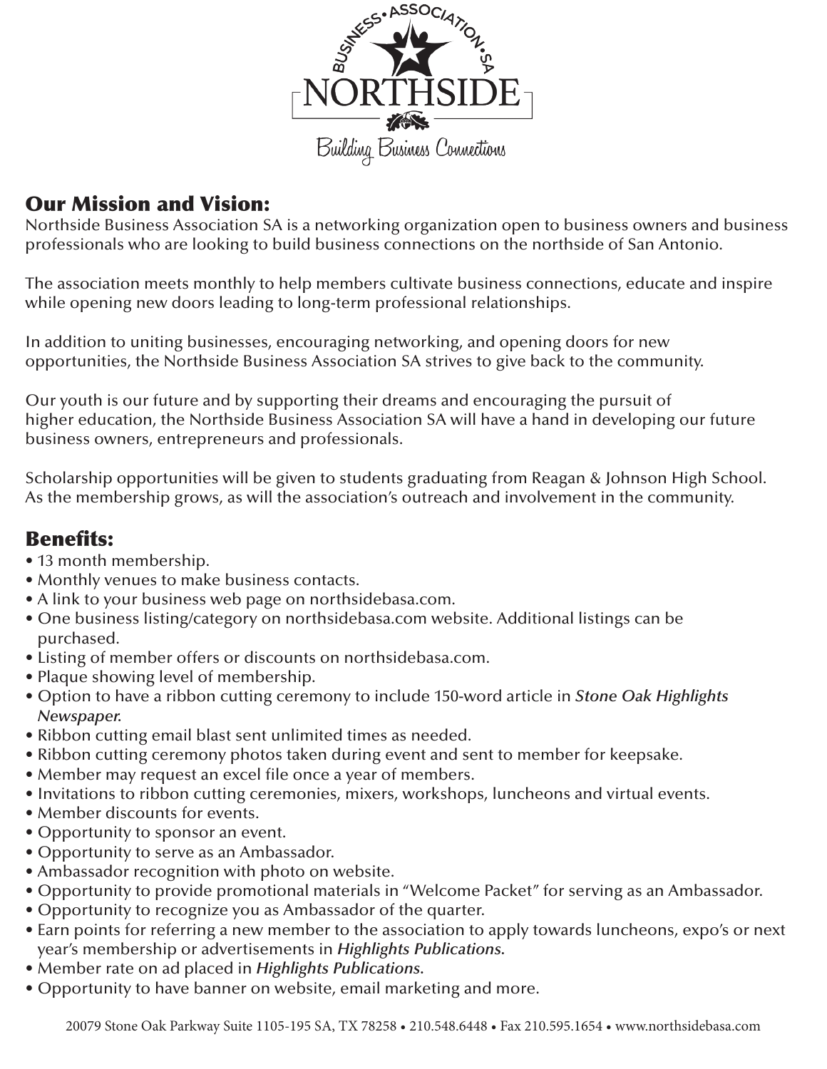BUSINESS • ASSOCIATION • SA

NORTHSIDE

Building Business Connections

## Our Mission and Vision:

Northside Business Association SA is a networking organization open to business owners and business professionals who are looking to build business connections on the northside of San Antonio.

The association meets monthly to help members cultivate business connections, educate and inspire while opening new doors leading to long-term professional relationships.

In addition to uniting businesses, encouraging networking, and opening doors for new opportunities, the Northside Business Association SA strives to give back to the community.

Our youth is our future and by supporting their dreams and encouraging the pursuit of higher education, the Northside Business Association SA will have a hand in developing our future business owners, entrepreneurs and professionals.

Scholarship opportunities will be given to students graduating from Reagan & Johnson High School. As the membership grows, as will the association's outreach and involvement in the community.

## Benefits:

- 13 month membership.
- Monthly venues to make business contacts.
- A link to your business web page on northsidebasa.com.
- One business listing/category on northsidebasa.com website. Additional listings can be purchased.
- Listing of member offers or discounts on northsidebasa.com.
- Plaque showing level of membership.
- Option to have a ribbon cutting ceremony to include 150-word article in ***Stone Oak Highlights Newspaper.***
- Ribbon cutting email blast sent unlimited times as needed.
- Ribbon cutting ceremony photos taken during event and sent to member for keepsake.
- Member may request an excel file once a year of members.
- Invitations to ribbon cutting ceremonies, mixers, workshops, luncheons and virtual events.
- Member discounts for events.
- Opportunity to sponsor an event.
- Opportunity to serve as an Ambassador.
- Ambassador recognition with photo on website.
- Opportunity to provide promotional materials in "Welcome Packet" for serving as an Ambassador.
- Opportunity to recognize you as Ambassador of the quarter.
- Earn points for referring a new member to the association to apply towards luncheons, expo's or next year's membership or advertisements in ***Highlights Publications.***
- Member rate on ad placed in ***Highlights Publications.***
- Opportunity to have banner on website, email marketing and more.

20079 Stone Oak Parkway Suite 1105-195 SA, TX 78258 • 210.548.6448 • Fax 210.595.1654 • www.northsidebasa.com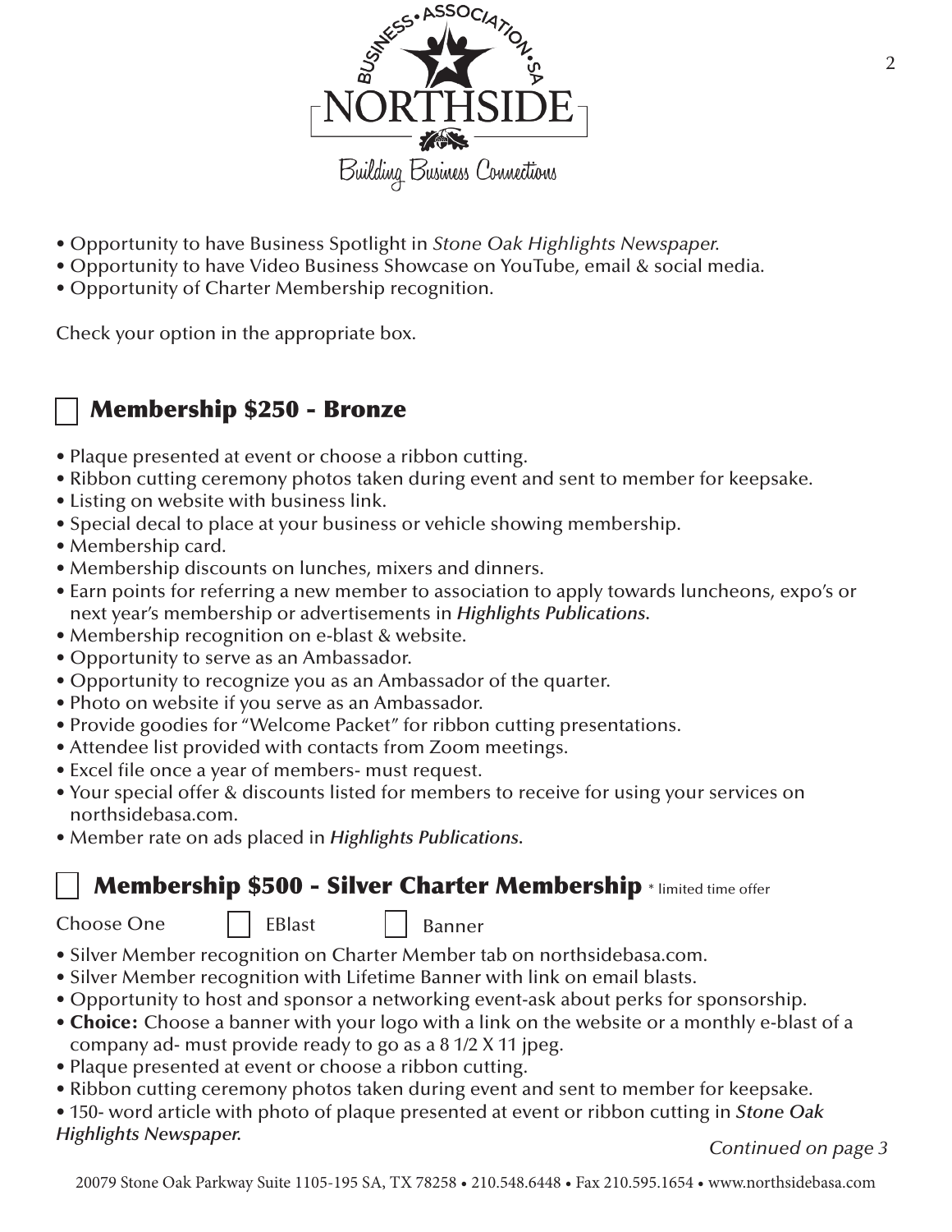- Opportunity to have Business Spotlight in *Stone Oak Highlights Newspaper*.
- Opportunity to have Video Business Showcase on YouTube, email & social media.
- Opportunity of Charter Membership recognition.

Check your option in the appropriate box.

## ☐ Membership $250 - Bronze

- Plaque presented at event or choose a ribbon cutting.
- Ribbon cutting ceremony photos taken during event and sent to member for keepsake.
- Listing on website with business link.
- Special decal to place at your business or vehicle showing membership.
- Membership card.
- Membership discounts on lunches, mixers and dinners.
- Earn points for referring a new member to association to apply towards luncheons, expo's or next year's membership or advertisements in ***Highlights Publications***.
- Membership recognition on e-blast & website.
- Opportunity to serve as an Ambassador.
- Opportunity to recognize you as an Ambassador of the quarter.
- Photo on website if you serve as an Ambassador.
- Provide goodies for "Welcome Packet" for ribbon cutting presentations.
- Attendee list provided with contacts from Zoom meetings.
- Excel file once a year of members- must request.
- Your special offer & discounts listed for members to receive for using your services on northsidebasa.com.
- Member rate on ads placed in ***Highlights Publications***.

## ☐ Membership $500 - Silver Charter Membership \* limited time offer

Choose One ☐ EBlast ☐ Banner

- Silver Member recognition on Charter Member tab on northsidebasa.com.
- Silver Member recognition with Lifetime Banner with link on email blasts.
- Opportunity to host and sponsor a networking event-ask about perks for sponsorship.
- **Choice:** Choose a banner with your logo with a link on the website or a monthly e-blast of a company ad- must provide ready to go as a 8 1/2 X 11 jpeg.
- Plaque presented at event or choose a ribbon cutting.
- Ribbon cutting ceremony photos taken during event and sent to member for keepsake.
- 150- word article with photo of plaque presented at event or ribbon cutting in ***Stone Oak Highlights Newspaper***.

*Continued on page 3*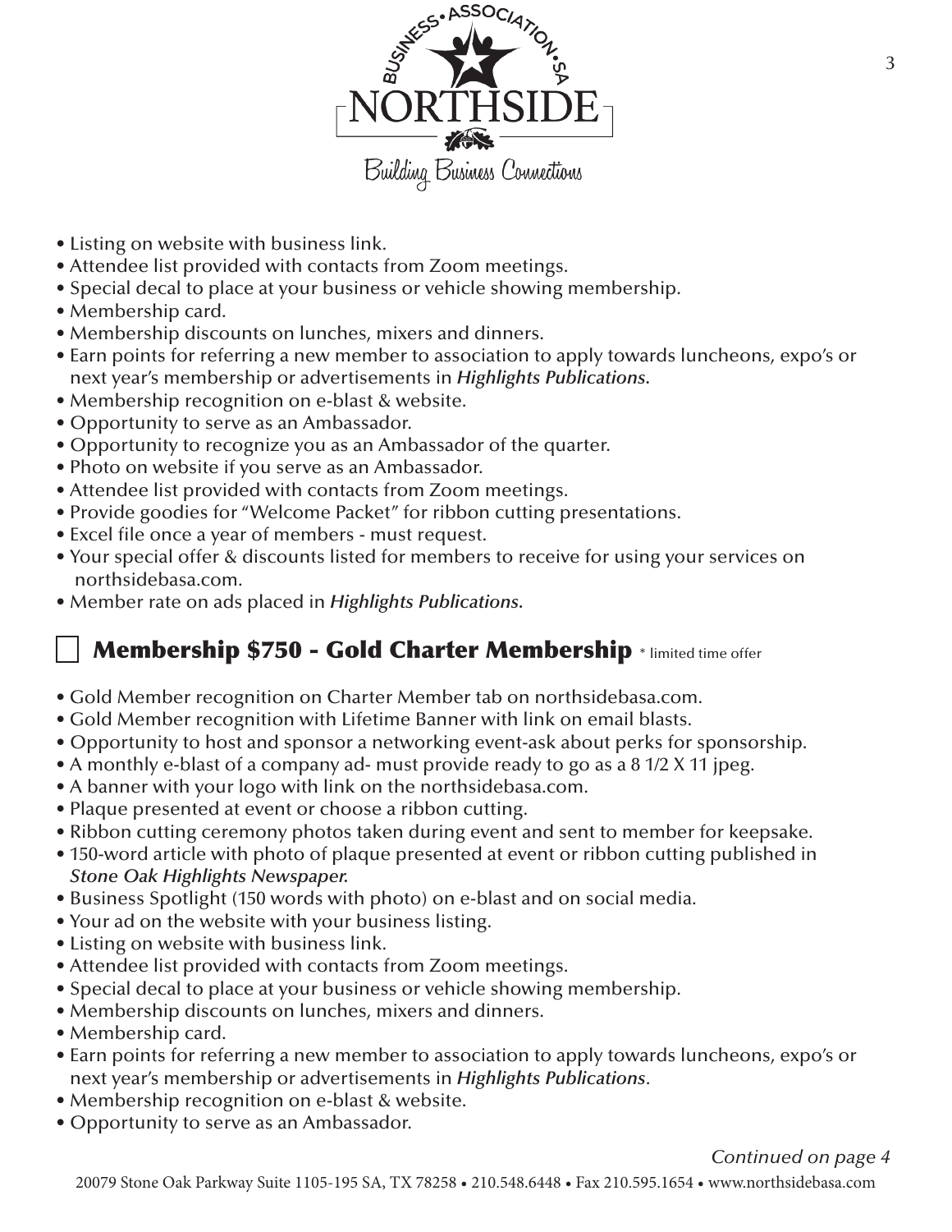- Listing on website with business link.
- Attendee list provided with contacts from Zoom meetings.
- Special decal to place at your business or vehicle showing membership.
- Membership card.
- Membership discounts on lunches, mixers and dinners.
- Earn points for referring a new member to association to apply towards luncheons, expo's or next year's membership or advertisements in *Highlights Publications*.
- Membership recognition on e-blast & website.
- Opportunity to serve as an Ambassador.
- Opportunity to recognize you as an Ambassador of the quarter.
- Photo on website if you serve as an Ambassador.
- Attendee list provided with contacts from Zoom meetings.
- Provide goodies for "Welcome Packet" for ribbon cutting presentations.
- Excel file once a year of members - must request.
- Your special offer & discounts listed for members to receive for using your services on northsidebasa.com.
- Member rate on ads placed in *Highlights Publications*.

## ☐ Membership $750 - Gold Charter Membership * limited time offer

- Gold Member recognition on Charter Member tab on northsidebasa.com.
- Gold Member recognition with Lifetime Banner with link on email blasts.
- Opportunity to host and sponsor a networking event-ask about perks for sponsorship.
- A monthly e-blast of a company ad- must provide ready to go as a 8 1/2 X 11 jpeg.
- A banner with your logo with link on the northsidebasa.com.
- Plaque presented at event or choose a ribbon cutting.
- Ribbon cutting ceremony photos taken during event and sent to member for keepsake.
- 150-word article with photo of plaque presented at event or ribbon cutting published in *Stone Oak Highlights Newspaper*.
- Business Spotlight (150 words with photo) on e-blast and on social media.
- Your ad on the website with your business listing.
- Listing on website with business link.
- Attendee list provided with contacts from Zoom meetings.
- Special decal to place at your business or vehicle showing membership.
- Membership discounts on lunches, mixers and dinners.
- Membership card.
- Earn points for referring a new member to association to apply towards luncheons, expo's or next year's membership or advertisements in *Highlights Publications*.
- Membership recognition on e-blast & website.
- Opportunity to serve as an Ambassador.

*Continued on page 4*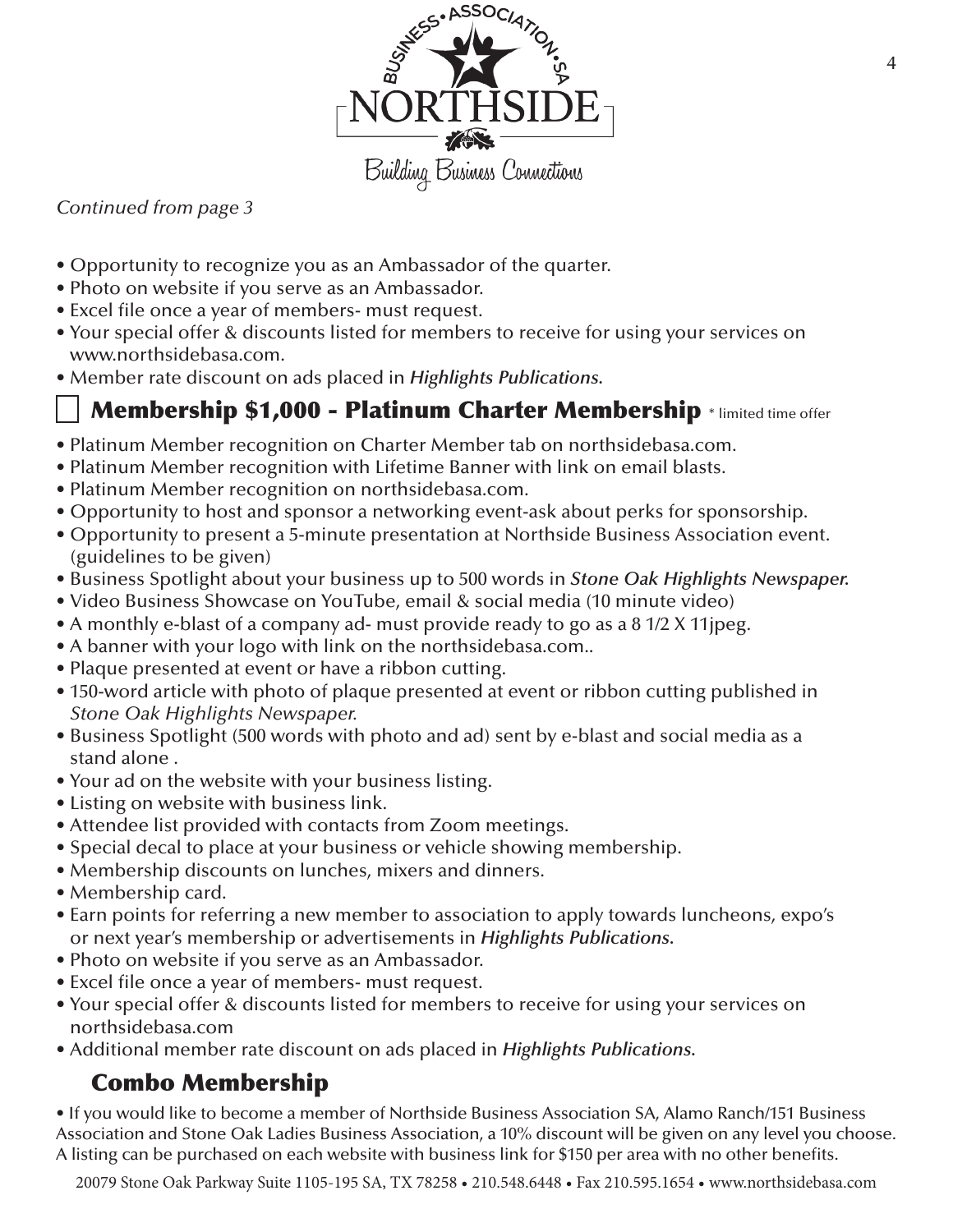*Continued from page 3*

- Opportunity to recognize you as an Ambassador of the quarter.
- Photo on website if you serve as an Ambassador.
- Excel file once a year of members- must request.
- Your special offer & discounts listed for members to receive for using your services on www.northsidebasa.com.
- Member rate discount on ads placed in ***Highlights Publications.***

## ☐ Membership $1,000 - Platinum Charter Membership *\* limited time offer*

- Platinum Member recognition on Charter Member tab on northsidebasa.com.
- Platinum Member recognition with Lifetime Banner with link on email blasts.
- Platinum Member recognition on northsidebasa.com.
- Opportunity to host and sponsor a networking event-ask about perks for sponsorship.
- Opportunity to present a 5-minute presentation at Northside Business Association event. (guidelines to be given)
- Business Spotlight about your business up to 500 words in ***Stone Oak Highlights Newspaper.***
- Video Business Showcase on YouTube, email & social media (10 minute video)
- A monthly e-blast of a company ad- must provide ready to go as a 8 1/2 X 11jpeg.
- A banner with your logo with link on the northsidebasa.com..
- Plaque presented at event or have a ribbon cutting.
- 150-word article with photo of plaque presented at event or ribbon cutting published in *Stone Oak Highlights Newspaper.*
- Business Spotlight (500 words with photo and ad) sent by e-blast and social media as a stand alone .
- Your ad on the website with your business listing.
- Listing on website with business link.
- Attendee list provided with contacts from Zoom meetings.
- Special decal to place at your business or vehicle showing membership.
- Membership discounts on lunches, mixers and dinners.
- Membership card.
- Earn points for referring a new member to association to apply towards luncheons, expo's or next year's membership or advertisements in ***Highlights Publications.***
- Photo on website if you serve as an Ambassador.
- Excel file once a year of members- must request.
- Your special offer & discounts listed for members to receive for using your services on northsidebasa.com
- Additional member rate discount on ads placed in ***Highlights Publications.***

## Combo Membership

- If you would like to become a member of Northside Business Association SA, Alamo Ranch/151 Business Association and Stone Oak Ladies Business Association, a 10% discount will be given on any level you choose. A listing can be purchased on each website with business link for $150 per area with no other benefits.

20079 Stone Oak Parkway Suite 1105-195 SA, TX 78258 • 210.548.6448 • Fax 210.595.1654 • www.northsidebasa.com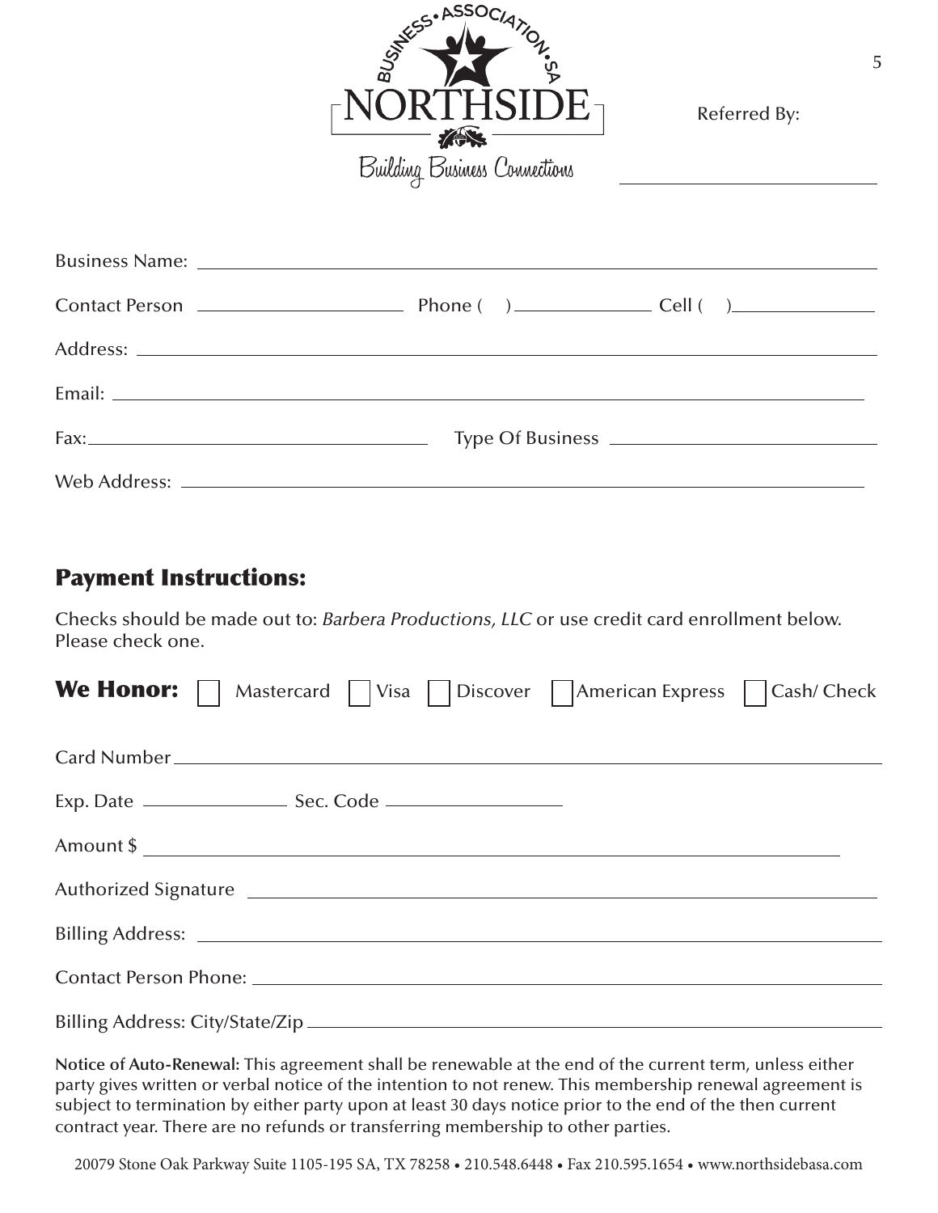BUSINESS • ASSOCIATION • SA

NORTHSIDE

Building Business Connections

Referred By: ____________________

Business Name: ____________________________________________

Contact Person ____________________ Phone ( ) ______________ Cell ( ) ______________

Address: ____________________________________________

Email: ____________________________________________

Fax: ____________________ Type Of Business ____________________

Web Address: ____________________________________________

## Payment Instructions:

Checks should be made out to: *Barbera Productions, LLC* or use credit card enrollment below. Please check one.

**We Honor:** ☐ Mastercard ☐ Visa ☐ Discover ☐ American Express ☐ Cash/ Check

Card Number ____________________________________________

Exp. Date ______________ Sec. Code ______________

Amount $ ____________________________________________

Authorized Signature ____________________________________________

Billing Address: ____________________________________________

Contact Person Phone: ____________________________________________

Billing Address: City/State/Zip ____________________________________________

**Notice of Auto-Renewal:** This agreement shall be renewable at the end of the current term, unless either party gives written or verbal notice of the intention to not renew. This membership renewal agreement is subject to termination by either party upon at least 30 days notice prior to the end of the then current contract year. There are no refunds or transferring membership to other parties.

20079 Stone Oak Parkway Suite 1105-195 SA, TX 78258 • 210.548.6448 • Fax 210.595.1654 • www.northsidebasa.com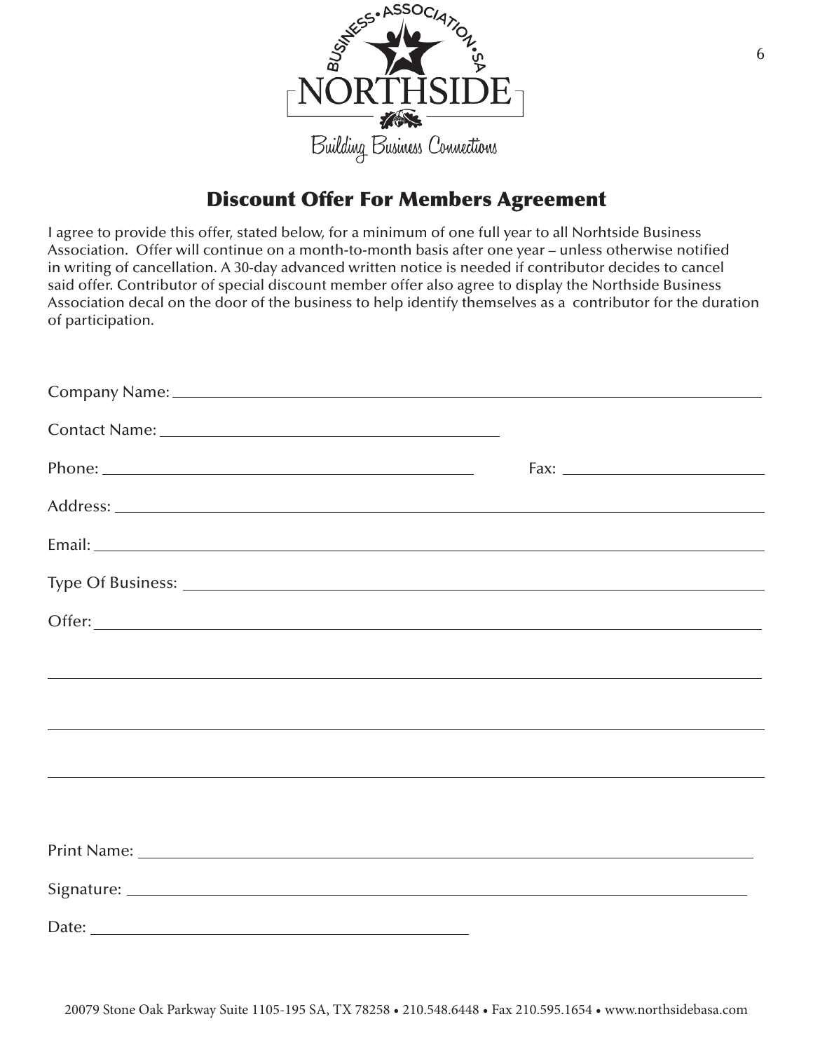NORTHSIDE

BUSINESS • ASSOCIATION • SA

Building Business Connections

## Discount Offer For Members Agreement

I agree to provide this offer, stated below, for a minimum of one full year to all Norhtside Business Association. Offer will continue on a month-to-month basis after one year – unless otherwise notified in writing of cancellation. A 30-day advanced written notice is needed if contributor decides to cancel said offer. Contributor of special discount member offer also agree to display the Northside Business Association decal on the door of the business to help identify themselves as a contributor for the duration of participation.

Company Name: ______________________________________________

Contact Name: ______________________________

Phone: ______________________________ Fax: ____________________

Address: ______________________________________________

Email: ______________________________________________

Type Of Business: ______________________________________________

Offer: ______________________________________________

______________________________________________

______________________________________________

______________________________________________

Print Name: ______________________________________________

Signature: ______________________________________________

Date: ______________________________

20079 Stone Oak Parkway Suite 1105-195 SA, TX 78258 • 210.548.6448 • Fax 210.595.1654 • www.northsidebasa.com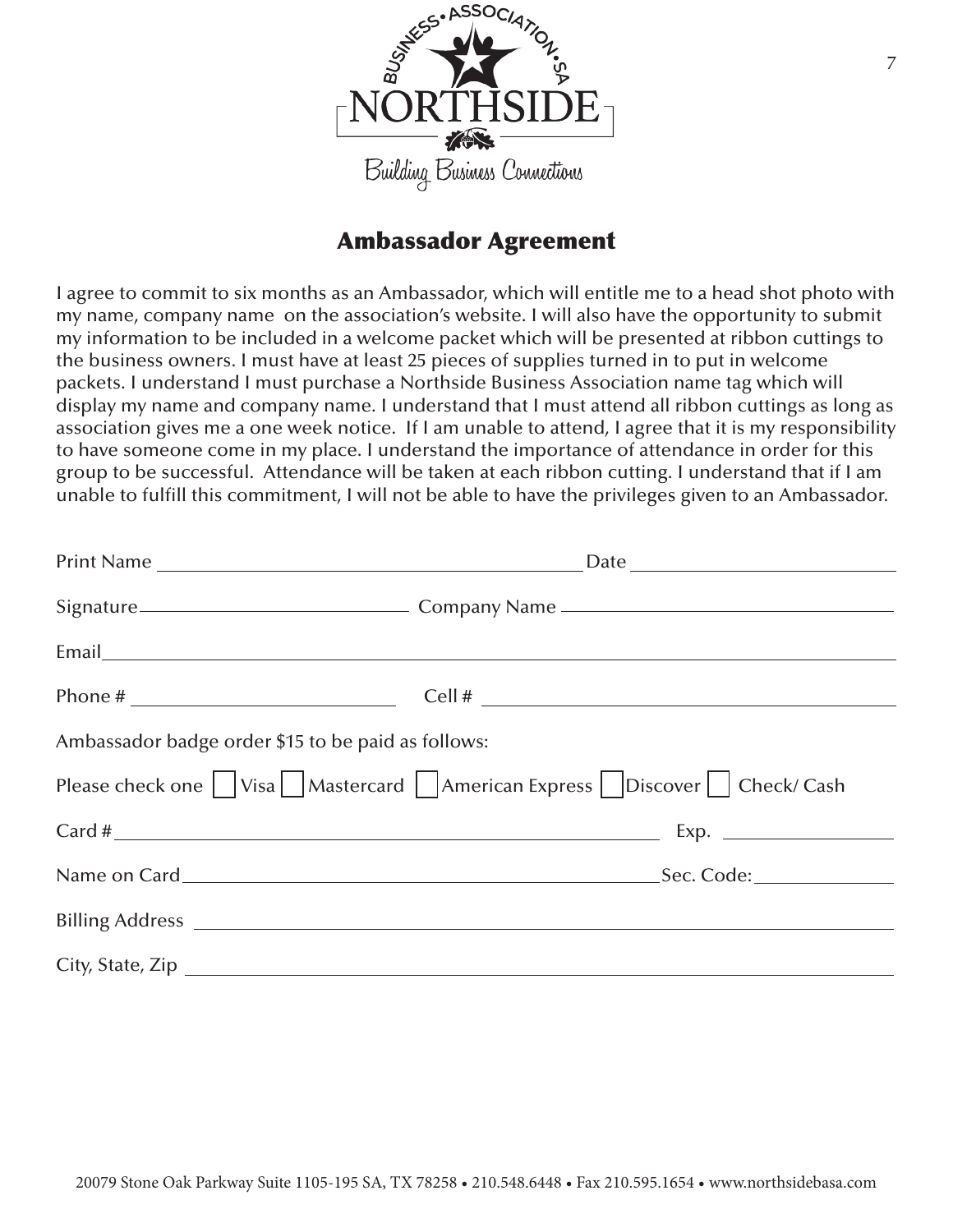BUSINESS • ASSOCIATION • SA

NORTHSIDE

Building Business Connections

## Ambassador Agreement

I agree to commit to six months as an Ambassador, which will entitle me to a head shot photo with my name, company name on the association's website. I will also have the opportunity to submit my information to be included in a welcome packet which will be presented at ribbon cuttings to the business owners. I must have at least 25 pieces of supplies turned in to put in welcome packets. I understand I must purchase a Northside Business Association name tag which will display my name and company name. I understand that I must attend all ribbon cuttings as long as association gives me a one week notice. If I am unable to attend, I agree that it is my responsibility to have someone come in my place. I understand the importance of attendance in order for this group to be successful. Attendance will be taken at each ribbon cutting. I understand that if I am unable to fulfill this commitment, I will not be able to have the privileges given to an Ambassador.

Print Name ______________________________ Date ____________________

Signature ____________________ Company Name ________________________

Email ____________________________________________________________

Phone # ____________________ Cell # ______________________________

Ambassador badge order $15 to be paid as follows:

Please check one ☐ Visa ☐ Mastercard ☐ American Express ☐ Discover ☐ Check/ Cash

Card # ____________________________________________ Exp. ____________

Name on Card ______________________________________ Sec. Code: __________

Billing Address ___________________________________________________

City, State, Zip ___________________________________________________

20079 Stone Oak Parkway Suite 1105-195 SA, TX 78258 • 210.548.6448 • Fax 210.595.1654 • www.northsidebasa.com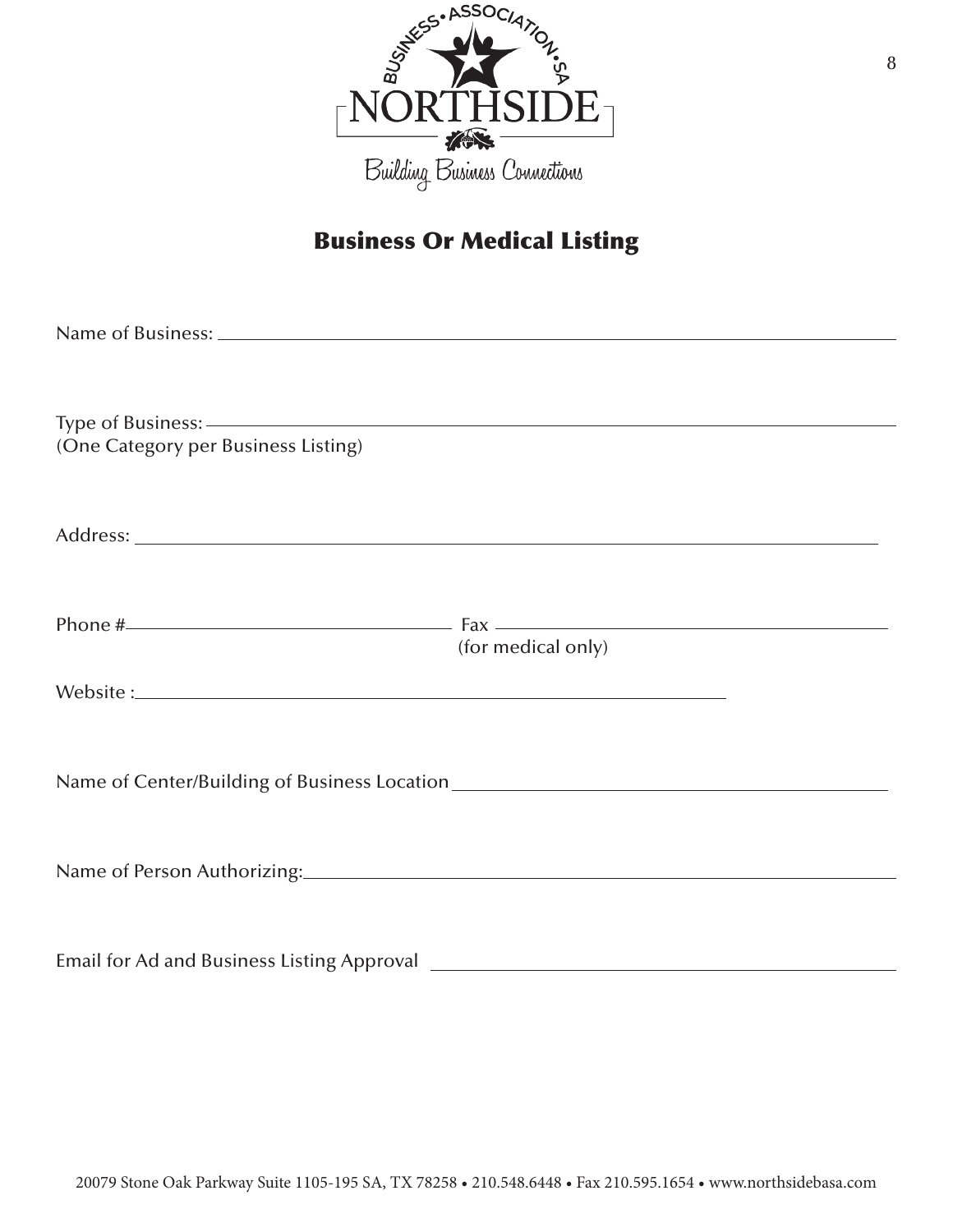NORTHSIDE

BUSINESS • ASSOCIATION • SA

Building Business Connections

## Business Or Medical Listing

Name of Business: ______________________________________________

Type of Business: ______________________________________________
(One Category per Business Listing)

Address: ______________________________________________

Phone #______________________ Fax ______________________
(for medical only)

Website :______________________________________________

Name of Center/Building of Business Location ______________________________________________

Name of Person Authorizing:______________________________________________

Email for Ad and Business Listing Approval ______________________________________________

20079 Stone Oak Parkway Suite 1105-195 SA, TX 78258 • 210.548.6448 • Fax 210.595.1654 • www.northsidebasa.com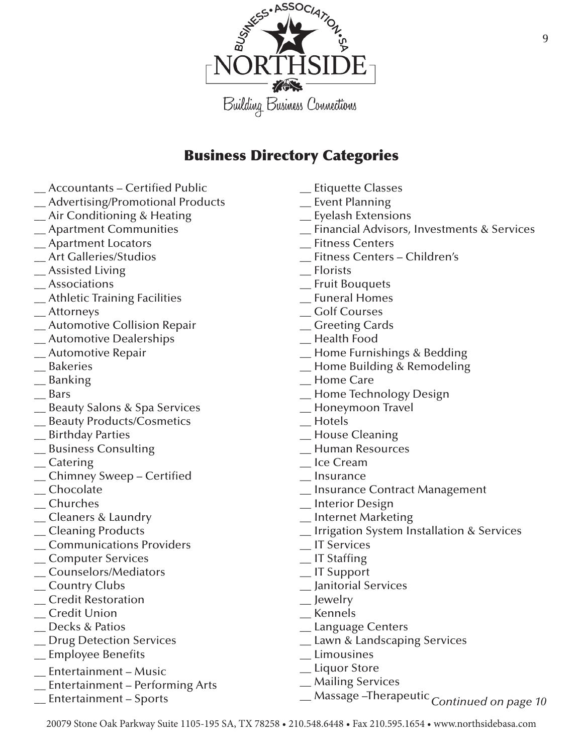# Business Directory Categories

__ Accountants – Certified Public
__ Advertising/Promotional Products
__ Air Conditioning & Heating
__ Apartment Communities
__ Apartment Locators
__ Art Galleries/Studios
__ Assisted Living
__ Associations
__ Athletic Training Facilities
__ Attorneys
__ Automotive Collision Repair
__ Automotive Dealerships
__ Automotive Repair
__ Bakeries
__ Banking
__ Bars
__ Beauty Salons & Spa Services
__ Beauty Products/Cosmetics
__ Birthday Parties
__ Business Consulting
__ Catering
__ Chimney Sweep – Certified
__ Chocolate
__ Churches
__ Cleaners & Laundry
__ Cleaning Products
__ Communications Providers
__ Computer Services
__ Counselors/Mediators
__ Country Clubs
__ Credit Restoration
__ Credit Union
__ Decks & Patios
__ Drug Detection Services
__ Employee Benefits
__ Entertainment – Music
__ Entertainment – Performing Arts
__ Entertainment – Sports
__ Etiquette Classes
__ Event Planning
__ Eyelash Extensions
__ Financial Advisors, Investments & Services
__ Fitness Centers
__ Fitness Centers – Children's
__ Florists
__ Fruit Bouquets
__ Funeral Homes
__ Golf Courses
__ Greeting Cards
__ Health Food
__ Home Furnishings & Bedding
__ Home Building & Remodeling
__ Home Care
__ Home Technology Design
__ Honeymoon Travel
__ Hotels
__ House Cleaning
__ Human Resources
__ Ice Cream
__ Insurance
__ Insurance Contract Management
__ Interior Design
__ Internet Marketing
__ Irrigation System Installation & Services
__ IT Services
__ IT Staffing
__ IT Support
__ Janitorial Services
__ Jewelry
__ Kennels
__ Language Centers
__ Lawn & Landscaping Services
__ Limousines
__ Liquor Store
__ Mailing Services
__ Massage –Therapeutic

*Continued on page 10*

20079 Stone Oak Parkway Suite 1105-195 SA, TX 78258 • 210.548.6448 • Fax 210.595.1654 • www.northsidebasa.com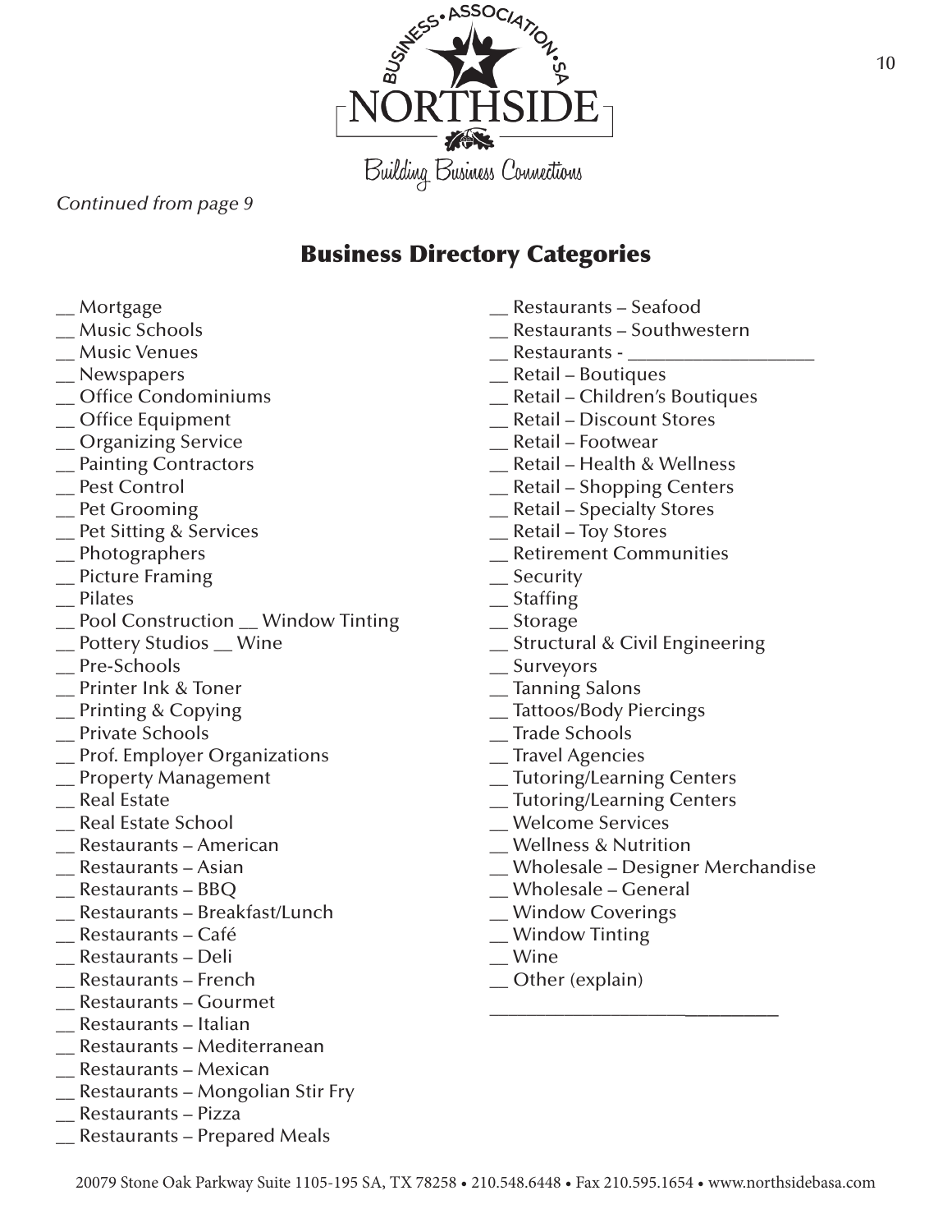NORTHSIDE BUSINESS • ASSOCIATION • SA

Building Business Connections

*Continued from page 9*

## Business Directory Categories

__ Mortgage
__ Music Schools
__ Music Venues
__ Newspapers
__ Office Condominiums
__ Office Equipment
__ Organizing Service
__ Painting Contractors
__ Pest Control
__ Pet Grooming
__ Pet Sitting & Services
__ Photographers
__ Picture Framing
__ Pilates
__ Pool Construction __ Window Tinting
__ Pottery Studios __ Wine
__ Pre-Schools
__ Printer Ink & Toner
__ Printing & Copying
__ Private Schools
__ Prof. Employer Organizations
__ Property Management
__ Real Estate
__ Real Estate School
__ Restaurants – American
__ Restaurants – Asian
__ Restaurants – BBQ
__ Restaurants – Breakfast/Lunch
__ Restaurants – Café
__ Restaurants – Deli
__ Restaurants – French
__ Restaurants – Gourmet
__ Restaurants – Italian
__ Restaurants – Mediterranean
__ Restaurants – Mexican
__ Restaurants – Mongolian Stir Fry
__ Restaurants – Pizza
__ Restaurants – Prepared Meals
__ Restaurants – Seafood
__ Restaurants – Southwestern
__ Restaurants - ___________________
__ Retail – Boutiques
__ Retail – Children's Boutiques
__ Retail – Discount Stores
__ Retail – Footwear
__ Retail – Health & Wellness
__ Retail – Shopping Centers
__ Retail – Specialty Stores
__ Retail – Toy Stores
__ Retirement Communities
__ Security
__ Staffing
__ Storage
__ Structural & Civil Engineering
__ Surveyors
__ Tanning Salons
__ Tattoos/Body Piercings
__ Trade Schools
__ Travel Agencies
__ Tutoring/Learning Centers
__ Tutoring/Learning Centers
__ Welcome Services
__ Wellness & Nutrition
__ Wholesale – Designer Merchandise
__ Wholesale – General
__ Window Coverings
__ Window Tinting
__ Wine
__ Other (explain)

______________________________

20079 Stone Oak Parkway Suite 1105-195 SA, TX 78258 • 210.548.6448 • Fax 210.595.1654 • www.northsidebasa.com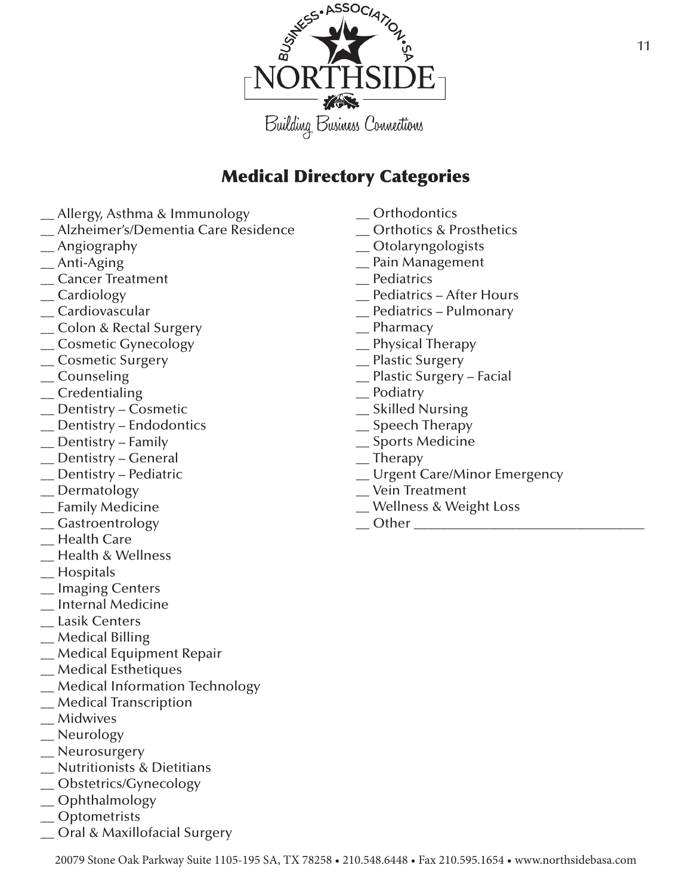NORTHSIDE BUSINESS • ASSOCIATION • SA

Building Business Connections

## Medical Directory Categories

__ Allergy, Asthma & Immunology
__ Alzheimer's/Dementia Care Residence
__ Angiography
__ Anti-Aging
__ Cancer Treatment
__ Cardiology
__ Cardiovascular
__ Colon & Rectal Surgery
__ Cosmetic Gynecology
__ Cosmetic Surgery
__ Counseling
__ Credentialing
__ Dentistry – Cosmetic
__ Dentistry – Endodontics
__ Dentistry – Family
__ Dentistry – General
__ Dentistry – Pediatric
__ Dermatology
__ Family Medicine
__ Gastroentrology
__ Health Care
__ Health & Wellness
__ Hospitals
__ Imaging Centers
__ Internal Medicine
__ Lasik Centers
__ Medical Billing
__ Medical Equipment Repair
__ Medical Esthetiques
__ Medical Information Technology
__ Medical Transcription
__ Midwives
__ Neurology
__ Neurosurgery
__ Nutritionists & Dietitians
__ Obstetrics/Gynecology
__ Ophthalmology
__ Optometrists
__ Oral & Maxillofacial Surgery
__ Orthodontics
__ Orthotics & Prosthetics
__ Otolaryngologists
__ Pain Management
__ Pediatrics
__ Pediatrics – After Hours
__ Pediatrics – Pulmonary
__ Pharmacy
__ Physical Therapy
__ Plastic Surgery
__ Plastic Surgery – Facial
__ Podiatry
__ Skilled Nursing
__ Speech Therapy
__ Sports Medicine
__ Therapy
__ Urgent Care/Minor Emergency
__ Vein Treatment
__ Wellness & Weight Loss
__ Other ________________________________

20079 Stone Oak Parkway Suite 1105-195 SA, TX 78258 • 210.548.6448 • Fax 210.595.1654 • www.northsidebasa.com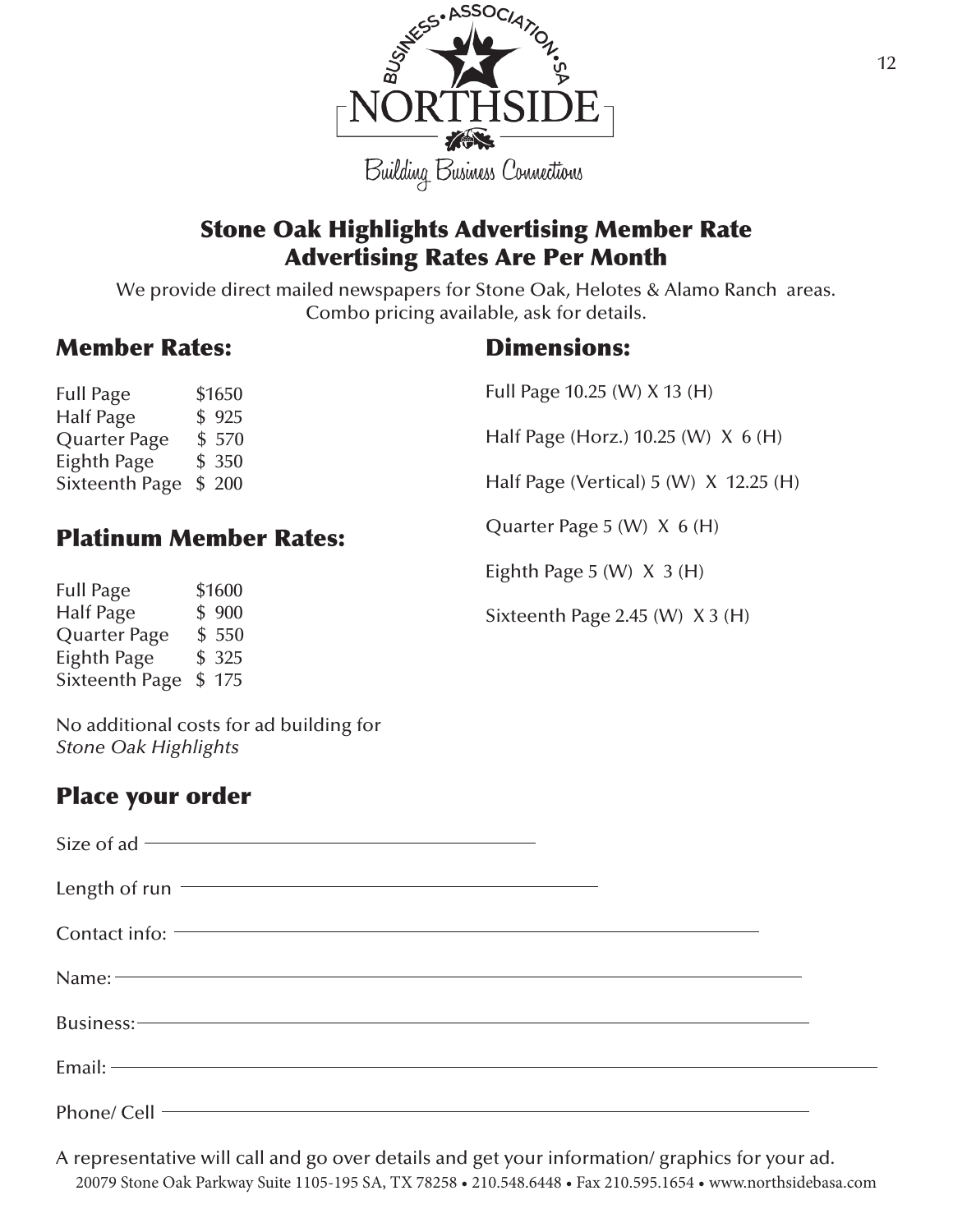NORTHSIDE

BUSINESS • ASSOCIATION • SA

Building Business Connections

## Stone Oak Highlights Advertising Member Rate
## Advertising Rates Are Per Month

We provide direct mailed newspapers for Stone Oak, Helotes & Alamo Ranch areas.
Combo pricing available, ask for details.

### Member Rates:

| | |
|---|---|
| Full Page | $1650 |
| Half Page | $ 925 |
| Quarter Page | $ 570 |
| Eighth Page | $ 350 |
| Sixteenth Page | $ 200 |

### Platinum Member Rates:

| | |
|---|---|
| Full Page | $1600 |
| Half Page | $ 900 |
| Quarter Page | $ 550 |
| Eighth Page | $ 325 |
| Sixteenth Page | $ 175 |

No additional costs for ad building for *Stone Oak Highlights*

### Dimensions:

Full Page 10.25 (W) X 13 (H)

Half Page (Horz.) 10.25 (W) X 6 (H)

Half Page (Vertical) 5 (W) X 12.25 (H)

Quarter Page 5 (W) X 6 (H)

Eighth Page 5 (W) X 3 (H)

Sixteenth Page 2.45 (W) X 3 (H)

### Place your order

Size of ad ______________________

Length of run ______________________

Contact info: ______________________

Name: ______________________

Business: ______________________

Email: ______________________

Phone/ Cell ______________________

A representative will call and go over details and get your information/ graphics for your ad.

20079 Stone Oak Parkway Suite 1105-195 SA, TX 78258 • 210.548.6448 • Fax 210.595.1654 • www.northsidebasa.com